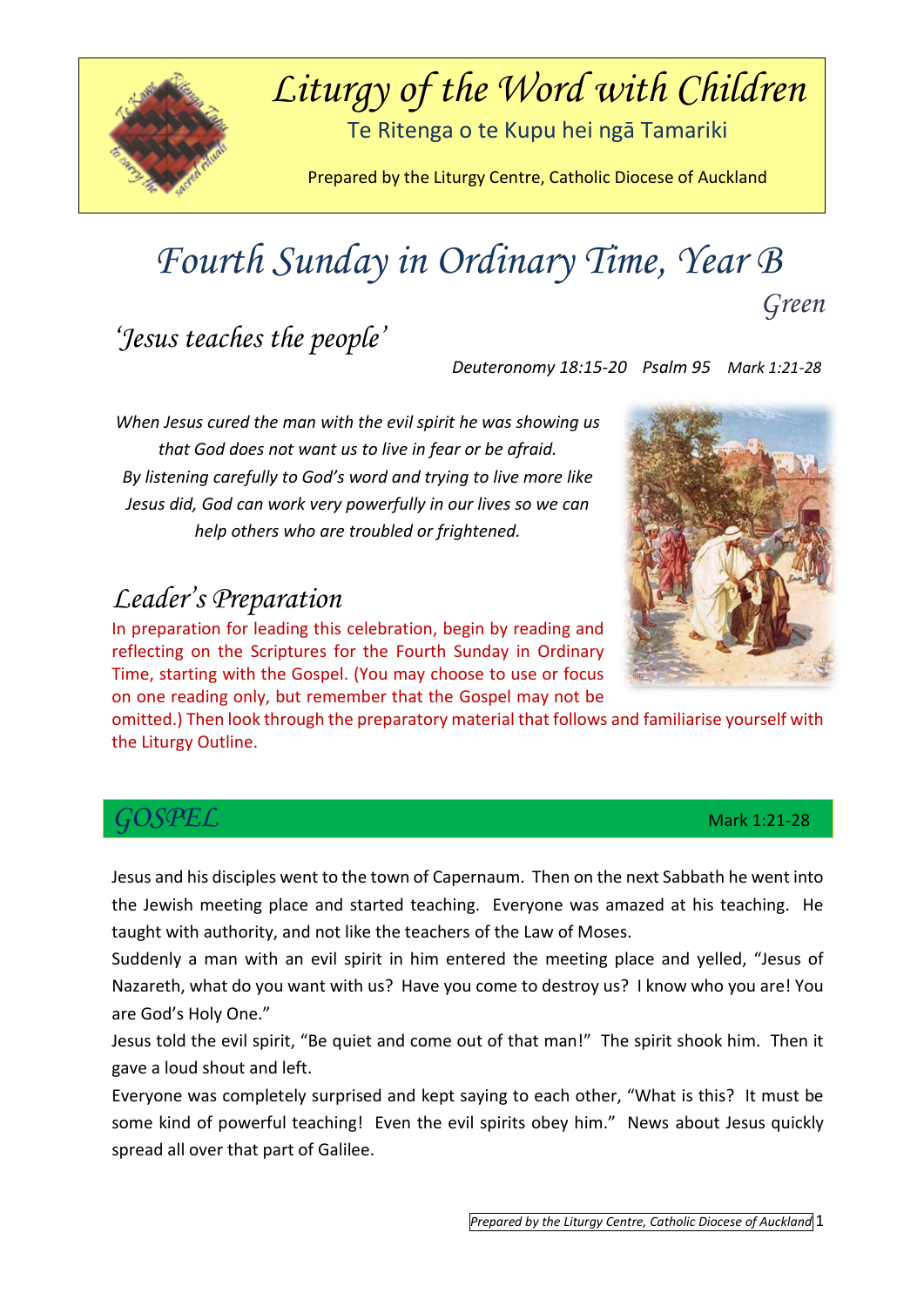# Liturgy of the Word with Children

Te Ritenga o te Kupu hei ngā Tamariki

Prepared by the Liturgy Centre, Catholic Diocese of Auckland

# Fourth Sunday in Ordinary Time, Year B

*Green*

## 'Jesus teaches the people'

*Deuteronomy 18:15-20 Psalm 95 Mark 1:21-28*

*When Jesus cured the man with the evil spirit he was showing us that God does not want us to live in fear or be afraid. By listening carefully to God's word and trying to live more like Jesus did, God can work very powerfully in our lives so we can help others who are troubled or frightened.*

## Leader's Preparation

In preparation for leading this celebration, begin by reading and reflecting on the Scriptures for the Fourth Sunday in Ordinary Time, starting with the Gospel. (You may choose to use or focus on one reading only, but remember that the Gospel may not be omitted.) Then look through the preparatory material that follows and familiarise yourself with the Liturgy Outline.

## GOSPEL

Mark 1:21-28

Jesus and his disciples went to the town of Capernaum. Then on the next Sabbath he went into the Jewish meeting place and started teaching. Everyone was amazed at his teaching. He taught with authority, and not like the teachers of the Law of Moses.

Suddenly a man with an evil spirit in him entered the meeting place and yelled, "Jesus of Nazareth, what do you want with us? Have you come to destroy us? I know who you are! You are God's Holy One."

Jesus told the evil spirit, "Be quiet and come out of that man!" The spirit shook him. Then it gave a loud shout and left.

Everyone was completely surprised and kept saying to each other, "What is this? It must be some kind of powerful teaching! Even the evil spirits obey him." News about Jesus quickly spread all over that part of Galilee.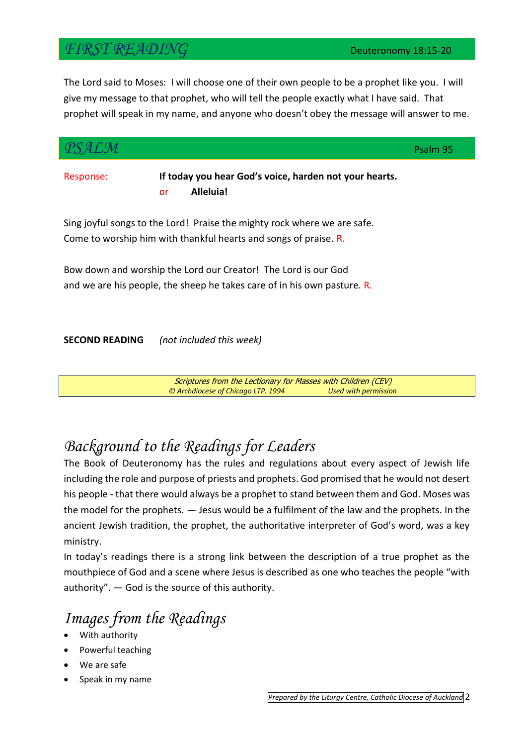## *FIRST READING* — Deuteronomy 18:15-20

The Lord said to Moses: I will choose one of their own people to be a prophet like you. I will give my message to that prophet, who will tell the people exactly what I have said. That prophet will speak in my name, and anyone who doesn't obey the message will answer to me.

## *PSALM* — Psalm 95

Response: **If today you hear God's voice, harden not your hearts.**
or **Alleluia!**

Sing joyful songs to the Lord! Praise the mighty rock where we are safe.
Come to worship him with thankful hearts and songs of praise. R.

Bow down and worship the Lord our Creator! The Lord is our God
and we are his people, the sheep he takes care of in his own pasture. R.

**SECOND READING** *(not included this week)*

*Scriptures from the Lectionary for Masses with Children (CEV)*
*© Archdiocese of Chicago LTP. 1994 Used with permission*

## *Background to the Readings for Leaders*

The Book of Deuteronomy has the rules and regulations about every aspect of Jewish life including the role and purpose of priests and prophets. God promised that he would not desert his people - that there would always be a prophet to stand between them and God. Moses was the model for the prophets. — Jesus would be a fulfilment of the law and the prophets. In the ancient Jewish tradition, the prophet, the authoritative interpreter of God's word, was a key ministry.

In today's readings there is a strong link between the description of a true prophet as the mouthpiece of God and a scene where Jesus is described as one who teaches the people "with authority". — God is the source of this authority.

## *Images from the Readings*

- With authority
- Powerful teaching
- We are safe
- Speak in my name

*Prepared by the Liturgy Centre, Catholic Diocese of Auckland*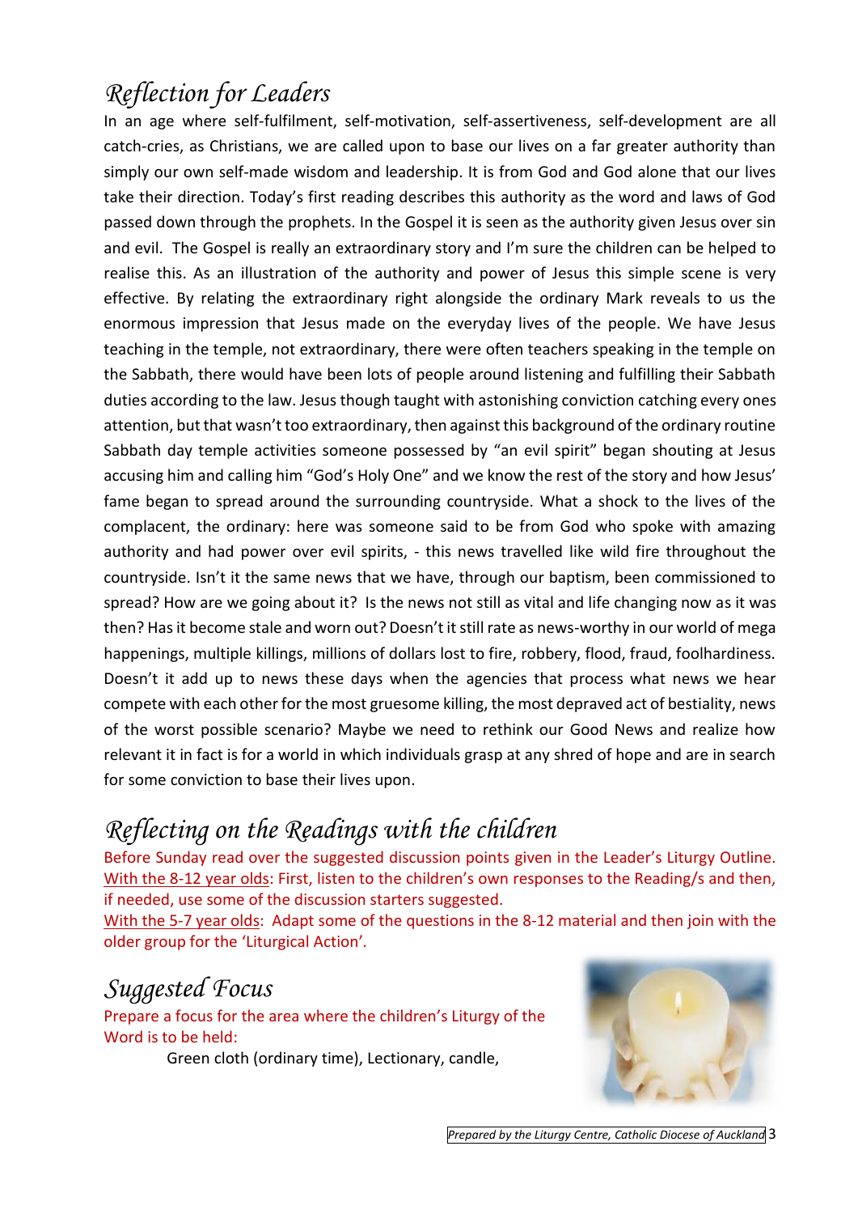## Reflection for Leaders

In an age where self-fulfilment, self-motivation, self-assertiveness, self-development are all catch-cries, as Christians, we are called upon to base our lives on a far greater authority than simply our own self-made wisdom and leadership. It is from God and God alone that our lives take their direction. Today's first reading describes this authority as the word and laws of God passed down through the prophets. In the Gospel it is seen as the authority given Jesus over sin and evil. The Gospel is really an extraordinary story and I'm sure the children can be helped to realise this. As an illustration of the authority and power of Jesus this simple scene is very effective. By relating the extraordinary right alongside the ordinary Mark reveals to us the enormous impression that Jesus made on the everyday lives of the people. We have Jesus teaching in the temple, not extraordinary, there were often teachers speaking in the temple on the Sabbath, there would have been lots of people around listening and fulfilling their Sabbath duties according to the law. Jesus though taught with astonishing conviction catching every ones attention, but that wasn't too extraordinary, then against this background of the ordinary routine Sabbath day temple activities someone possessed by "an evil spirit" began shouting at Jesus accusing him and calling him "God's Holy One" and we know the rest of the story and how Jesus' fame began to spread around the surrounding countryside. What a shock to the lives of the complacent, the ordinary: here was someone said to be from God who spoke with amazing authority and had power over evil spirits, - this news travelled like wild fire throughout the countryside. Isn't it the same news that we have, through our baptism, been commissioned to spread? How are we going about it? Is the news not still as vital and life changing now as it was then? Has it become stale and worn out? Doesn't it still rate as news-worthy in our world of mega happenings, multiple killings, millions of dollars lost to fire, robbery, flood, fraud, foolhardiness. Doesn't it add up to news these days when the agencies that process what news we hear compete with each other for the most gruesome killing, the most depraved act of bestiality, news of the worst possible scenario? Maybe we need to rethink our Good News and realize how relevant it in fact is for a world in which individuals grasp at any shred of hope and are in search for some conviction to base their lives upon.

## Reflecting on the Readings with the children

Before Sunday read over the suggested discussion points given in the Leader's Liturgy Outline.
With the 8-12 year olds: First, listen to the children's own responses to the Reading/s and then, if needed, use some of the discussion starters suggested.
With the 5-7 year olds: Adapt some of the questions in the 8-12 material and then join with the older group for the 'Liturgical Action'.

## Suggested Focus

Prepare a focus for the area where the children's Liturgy of the Word is to be held:

Green cloth (ordinary time), Lectionary, candle,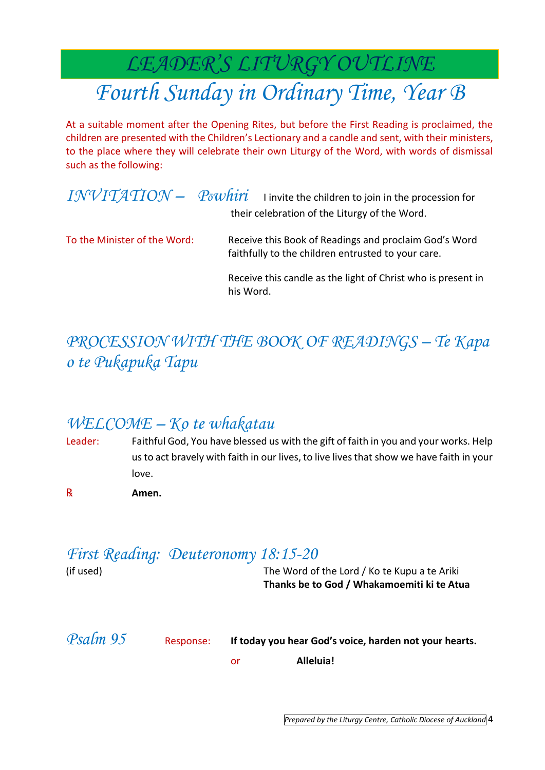# LEADER'S LITURGY OUTLINE

## Fourth Sunday in Ordinary Time, Year B

At a suitable moment after the Opening Rites, but before the First Reading is proclaimed, the children are presented with the Children's Lectionary and a candle and sent, with their ministers, to the place where they will celebrate their own Liturgy of the Word, with words of dismissal such as the following:

### *INVITATION – Pōwhiri*

I invite the children to join in the procession for their celebration of the Liturgy of the Word.

To the Minister of the Word: Receive this Book of Readings and proclaim God's Word faithfully to the children entrusted to your care.

Receive this candle as the light of Christ who is present in his Word.

### *PROCESSION WITH THE BOOK OF READINGS – Te Kapa o te Pukapuka Tapu*

### *WELCOME – Ko te whakatau*

Leader: Faithful God, You have blessed us with the gift of faith in you and your works. Help us to act bravely with faith in our lives, to live lives that show we have faith in your love.

℟ **Amen.**

### *First Reading: Deuteronomy 18:15-20*

(if used)

The Word of the Lord / Ko te Kupu a te Ariki
**Thanks be to God / Whakamoemiti ki te Atua**

### *Psalm 95*

Response: **If today you hear God's voice, harden not your hearts.**

or **Alleluia!**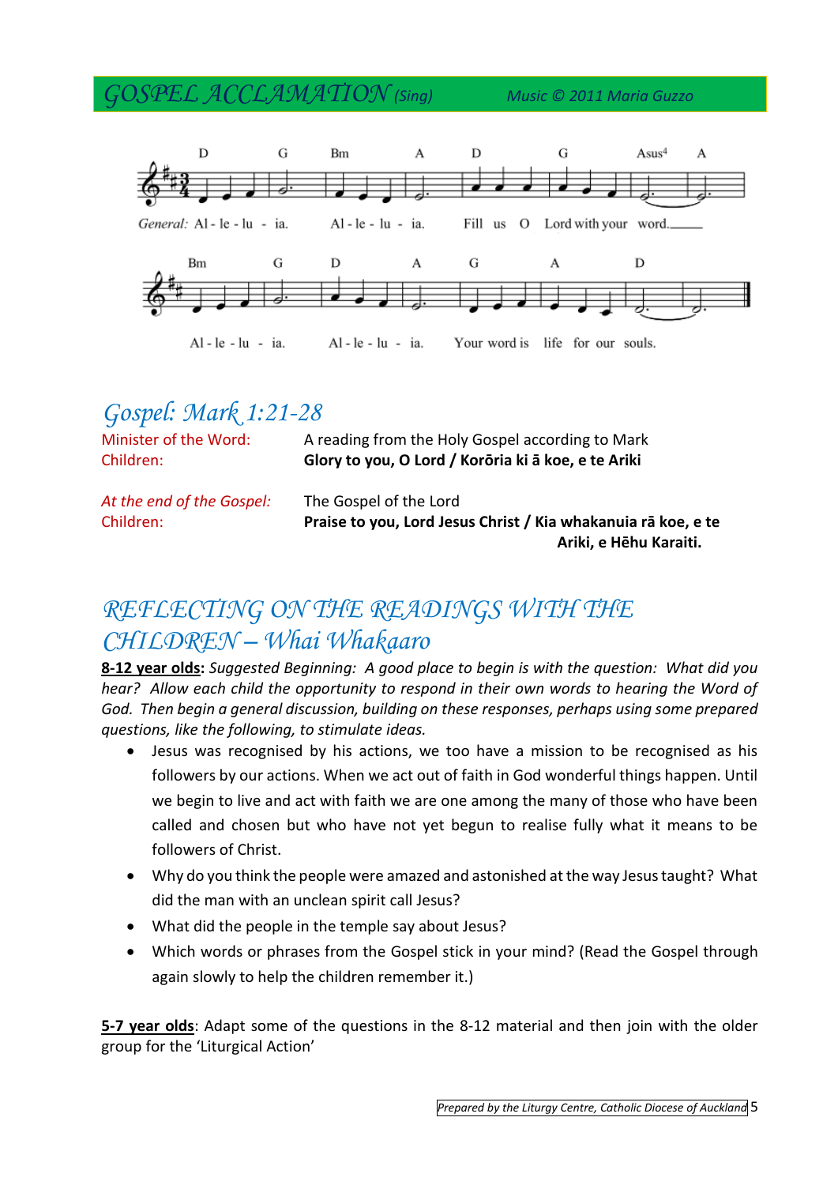## GOSPEL ACCLAMATION (Sing) Music © 2011 Maria Guzzo

*General:* Al - le - lu - ia. Al - le - lu - ia. Fill us O Lord with your word.

Al - le - lu - ia. Al - le - lu - ia. Your word is life for our souls.

## Gospel: Mark 1:21-28

| | |
|---|---|
| Minister of the Word: | A reading from the Holy Gospel according to Mark |
| Children: | **Glory to you, O Lord / Korōria ki ā koe, e te Ariki** |

| | |
|---|---|
| *At the end of the Gospel:* | The Gospel of the Lord |
| Children: | **Praise to you, Lord Jesus Christ / Kia whakanuia rā koe, e te Ariki, e Hēhu Karaiti.** |

## REFLECTING ON THE READINGS WITH THE CHILDREN – Whai Whakaaro

**8-12 year olds:** *Suggested Beginning: A good place to begin is with the question: What did you hear? Allow each child the opportunity to respond in their own words to hearing the Word of God. Then begin a general discussion, building on these responses, perhaps using some prepared questions, like the following, to stimulate ideas.*

- Jesus was recognised by his actions, we too have a mission to be recognised as his followers by our actions. When we act out of faith in God wonderful things happen. Until we begin to live and act with faith we are one among the many of those who have been called and chosen but who have not yet begun to realise fully what it means to be followers of Christ.
- Why do you think the people were amazed and astonished at the way Jesus taught? What did the man with an unclean spirit call Jesus?
- What did the people in the temple say about Jesus?
- Which words or phrases from the Gospel stick in your mind? (Read the Gospel through again slowly to help the children remember it.)

**5-7 year olds**: Adapt some of the questions in the 8-12 material and then join with the older group for the 'Liturgical Action'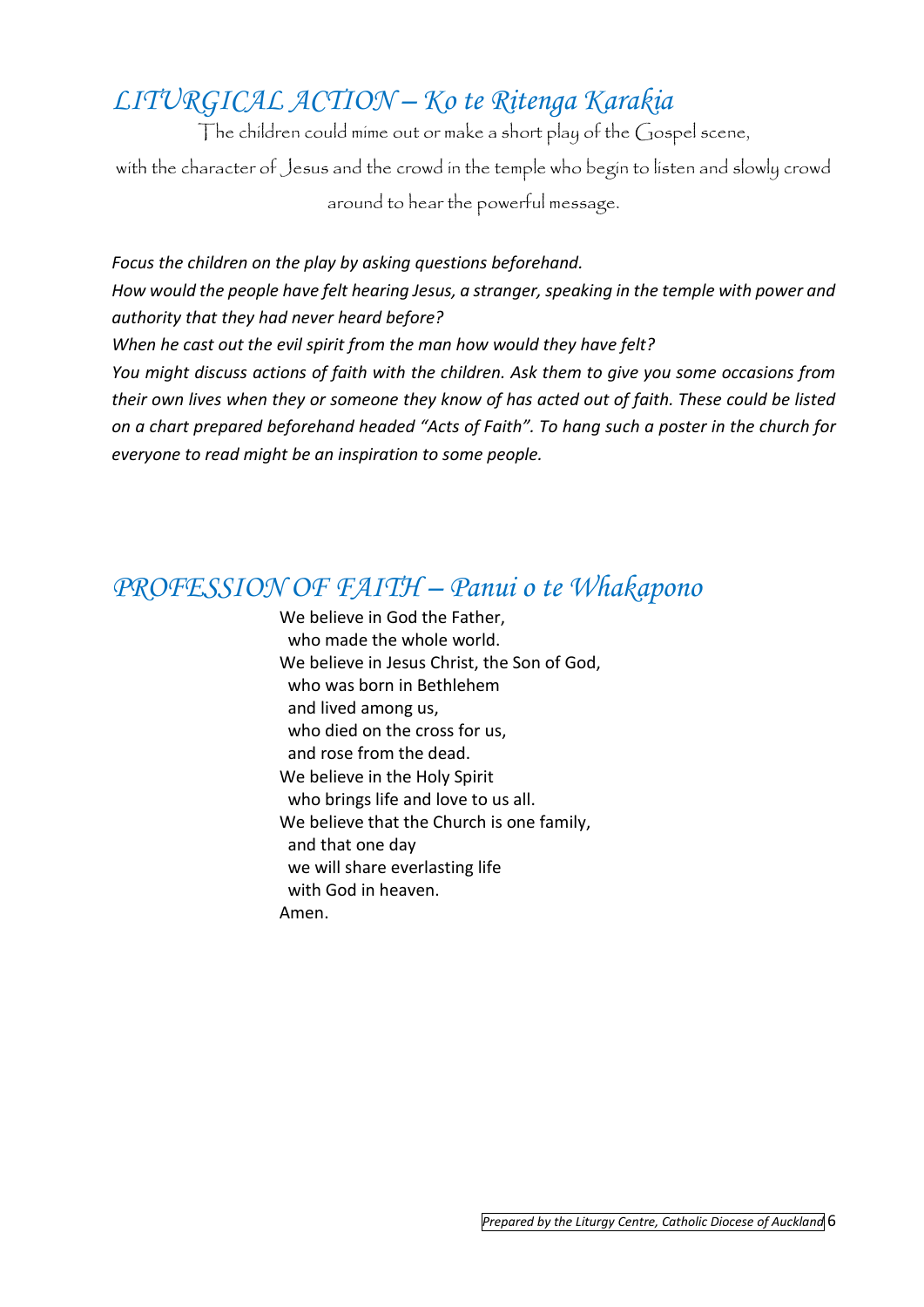## *LITURGICAL ACTION – Ko te Ritenga Karakia*

The children could mime out or make a short play of the Gospel scene, with the character of Jesus and the crowd in the temple who begin to listen and slowly crowd around to hear the powerful message.

*Focus the children on the play by asking questions beforehand.*
*How would the people have felt hearing Jesus, a stranger, speaking in the temple with power and authority that they had never heard before?*
*When he cast out the evil spirit from the man how would they have felt?*
*You might discuss actions of faith with the children. Ask them to give you some occasions from their own lives when they or someone they know of has acted out of faith. These could be listed on a chart prepared beforehand headed "Acts of Faith". To hang such a poster in the church for everyone to read might be an inspiration to some people.*

## *PROFESSION OF FAITH – Panui o te Whakapono*

We believe in God the Father,
who made the whole world.
We believe in Jesus Christ, the Son of God,
who was born in Bethlehem
and lived among us,
who died on the cross for us,
and rose from the dead.
We believe in the Holy Spirit
who brings life and love to us all.
We believe that the Church is one family,
and that one day
we will share everlasting life
with God in heaven.
Amen.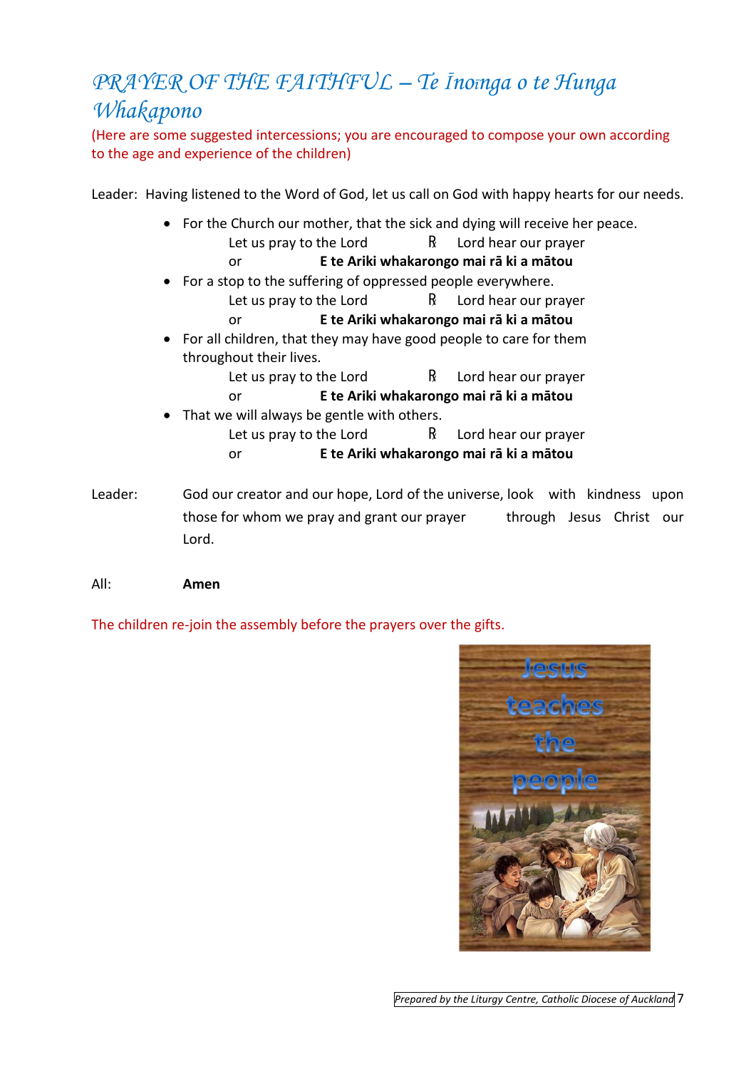# *PRAYER OF THE FAITHFUL – Te Īnoinga o te Hunga Whakapono*

(Here are some suggested intercessions; you are encouraged to compose your own according to the age and experience of the children)

Leader: Having listened to the Word of God, let us call on God with happy hearts for our needs.

- For the Church our mother, that the sick and dying will receive her peace.
  Let us pray to the Lord ℟ Lord hear our prayer
  or **E te Ariki whakarongo mai rā ki a mātou**
- For a stop to the suffering of oppressed people everywhere.
  Let us pray to the Lord ℟ Lord hear our prayer
  or **E te Ariki whakarongo mai rā ki a mātou**
- For all children, that they may have good people to care for them throughout their lives.
  Let us pray to the Lord ℟ Lord hear our prayer
  or **E te Ariki whakarongo mai rā ki a mātou**
- That we will always be gentle with others.
  Let us pray to the Lord ℟ Lord hear our prayer
  or **E te Ariki whakarongo mai rā ki a mātou**

Leader: God our creator and our hope, Lord of the universe, look with kindness upon those for whom we pray and grant our prayer through Jesus Christ our Lord.

All: **Amen**

The children re-join the assembly before the prayers over the gifts.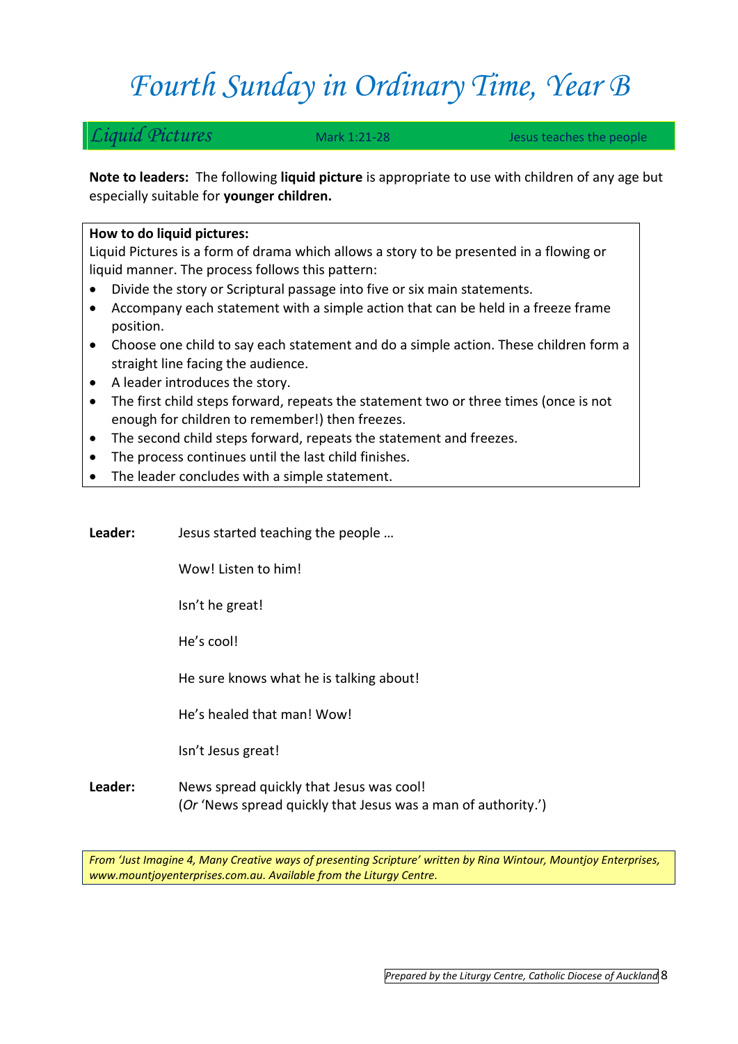# *Fourth Sunday in Ordinary Time, Year B*

## *Liquid Pictures* — Mark 1:21-28 — Jesus teaches the people

**Note to leaders:** The following **liquid picture** is appropriate to use with children of any age but especially suitable for **younger children.**

**How to do liquid pictures:**
Liquid Pictures is a form of drama which allows a story to be presented in a flowing or liquid manner. The process follows this pattern:

- Divide the story or Scriptural passage into five or six main statements.
- Accompany each statement with a simple action that can be held in a freeze frame position.
- Choose one child to say each statement and do a simple action. These children form a straight line facing the audience.
- A leader introduces the story.
- The first child steps forward, repeats the statement two or three times (once is not enough for children to remember!) then freezes.
- The second child steps forward, repeats the statement and freezes.
- The process continues until the last child finishes.
- The leader concludes with a simple statement.

**Leader:** Jesus started teaching the people …

Wow! Listen to him!

Isn't he great!

He's cool!

He sure knows what he is talking about!

He's healed that man! Wow!

Isn't Jesus great!

**Leader:** News spread quickly that Jesus was cool!
(*Or* 'News spread quickly that Jesus was a man of authority.')

*From 'Just Imagine 4, Many Creative ways of presenting Scripture' written by Rina Wintour, Mountjoy Enterprises, www.mountjoyenterprises.com.au. Available from the Liturgy Centre.*